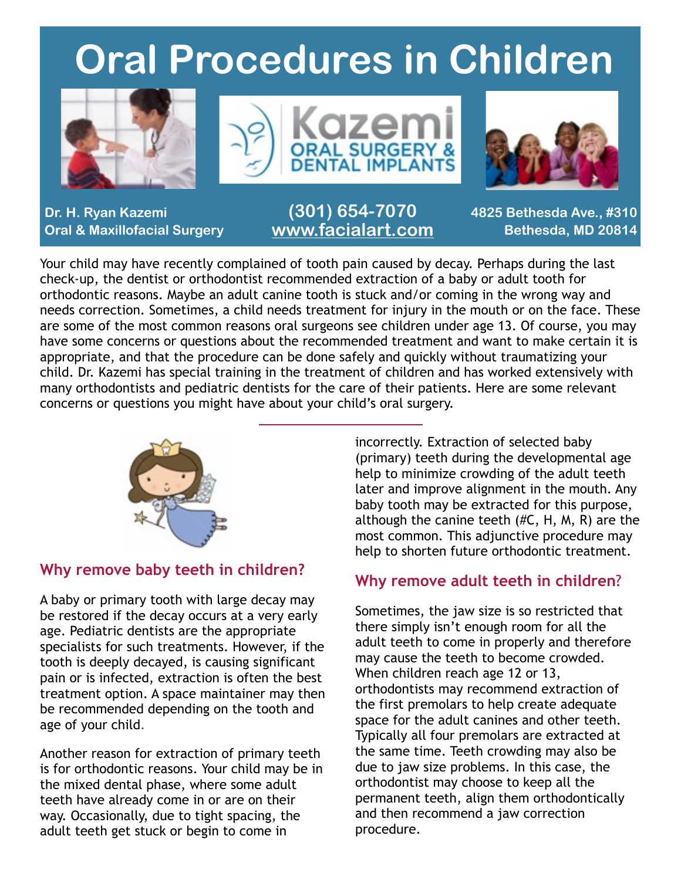# Oral Procedures in Children

Kazemi ORAL SURGERY & DENTAL IMPLANTS

**Dr. H. Ryan Kazemi**
**Oral & Maxillofacial Surgery**

**(301) 654-7070**
**www.facialart.com**

**4825 Bethesda Ave., #310**
**Bethesda, MD 20814**

Your child may have recently complained of tooth pain caused by decay. Perhaps during the last check-up, the dentist or orthodontist recommended extraction of a baby or adult tooth for orthodontic reasons. Maybe an adult canine tooth is stuck and/or coming in the wrong way and needs correction. Sometimes, a child needs treatment for injury in the mouth or on the face. These are some of the most common reasons oral surgeons see children under age 13. Of course, you may have some concerns or questions about the recommended treatment and want to make certain it is appropriate, and that the procedure can be done safely and quickly without traumatizing your child. Dr. Kazemi has special training in the treatment of children and has worked extensively with many orthodontists and pediatric dentists for the care of their patients. Here are some relevant concerns or questions you might have about your child's oral surgery.

## Why remove baby teeth in children?

A baby or primary tooth with large decay may be restored if the decay occurs at a very early age. Pediatric dentists are the appropriate specialists for such treatments. However, if the tooth is deeply decayed, is causing significant pain or is infected, extraction is often the best treatment option. A space maintainer may then be recommended depending on the tooth and age of your child.

Another reason for extraction of primary teeth is for orthodontic reasons. Your child may be in the mixed dental phase, where some adult teeth have already come in or are on their way. Occasionally, due to tight spacing, the adult teeth get stuck or begin to come in incorrectly. Extraction of selected baby (primary) teeth during the developmental age help to minimize crowding of the adult teeth later and improve alignment in the mouth. Any baby tooth may be extracted for this purpose, although the canine teeth (#C, H, M, R) are the most common. This adjunctive procedure may help to shorten future orthodontic treatment.

## Why remove adult teeth in children?

Sometimes, the jaw size is so restricted that there simply isn't enough room for all the adult teeth to come in properly and therefore may cause the teeth to become crowded. When children reach age 12 or 13, orthodontists may recommend extraction of the first premolars to help create adequate space for the adult canines and other teeth. Typically all four premolars are extracted at the same time. Teeth crowding may also be due to jaw size problems. In this case, the orthodontist may choose to keep all the permanent teeth, align them orthodontically and then recommend a jaw correction procedure.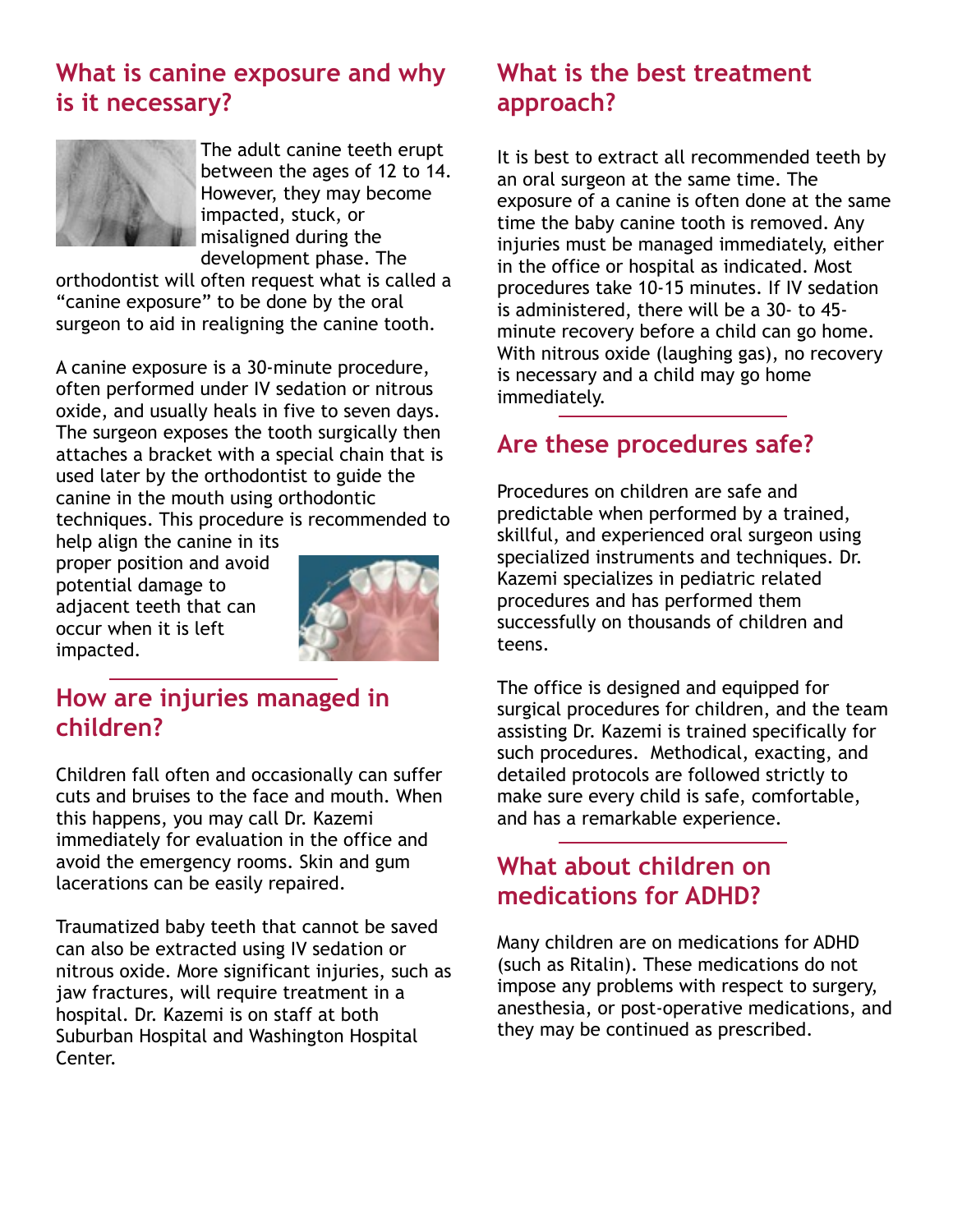## What is canine exposure and why is it necessary?

The adult canine teeth erupt between the ages of 12 to 14. However, they may become impacted, stuck, or misaligned during the development phase. The orthodontist will often request what is called a "canine exposure" to be done by the oral surgeon to aid in realigning the canine tooth.

A canine exposure is a 30-minute procedure, often performed under IV sedation or nitrous oxide, and usually heals in five to seven days. The surgeon exposes the tooth surgically then attaches a bracket with a special chain that is used later by the orthodontist to guide the canine in the mouth using orthodontic techniques. This procedure is recommended to help align the canine in its proper position and avoid potential damage to adjacent teeth that can occur when it is left impacted.

## How are injuries managed in children?

Children fall often and occasionally can suffer cuts and bruises to the face and mouth. When this happens, you may call Dr. Kazemi immediately for evaluation in the office and avoid the emergency rooms. Skin and gum lacerations can be easily repaired.

Traumatized baby teeth that cannot be saved can also be extracted using IV sedation or nitrous oxide. More significant injuries, such as jaw fractures, will require treatment in a hospital. Dr. Kazemi is on staff at both Suburban Hospital and Washington Hospital Center.

## What is the best treatment approach?

It is best to extract all recommended teeth by an oral surgeon at the same time. The exposure of a canine is often done at the same time the baby canine tooth is removed. Any injuries must be managed immediately, either in the office or hospital as indicated. Most procedures take 10-15 minutes. If IV sedation is administered, there will be a 30- to 45-minute recovery before a child can go home. With nitrous oxide (laughing gas), no recovery is necessary and a child may go home immediately.

## Are these procedures safe?

Procedures on children are safe and predictable when performed by a trained, skillful, and experienced oral surgeon using specialized instruments and techniques. Dr. Kazemi specializes in pediatric related procedures and has performed them successfully on thousands of children and teens.

The office is designed and equipped for surgical procedures for children, and the team assisting Dr. Kazemi is trained specifically for such procedures. Methodical, exacting, and detailed protocols are followed strictly to make sure every child is safe, comfortable, and has a remarkable experience.

## What about children on medications for ADHD?

Many children are on medications for ADHD (such as Ritalin). These medications do not impose any problems with respect to surgery, anesthesia, or post-operative medications, and they may be continued as prescribed.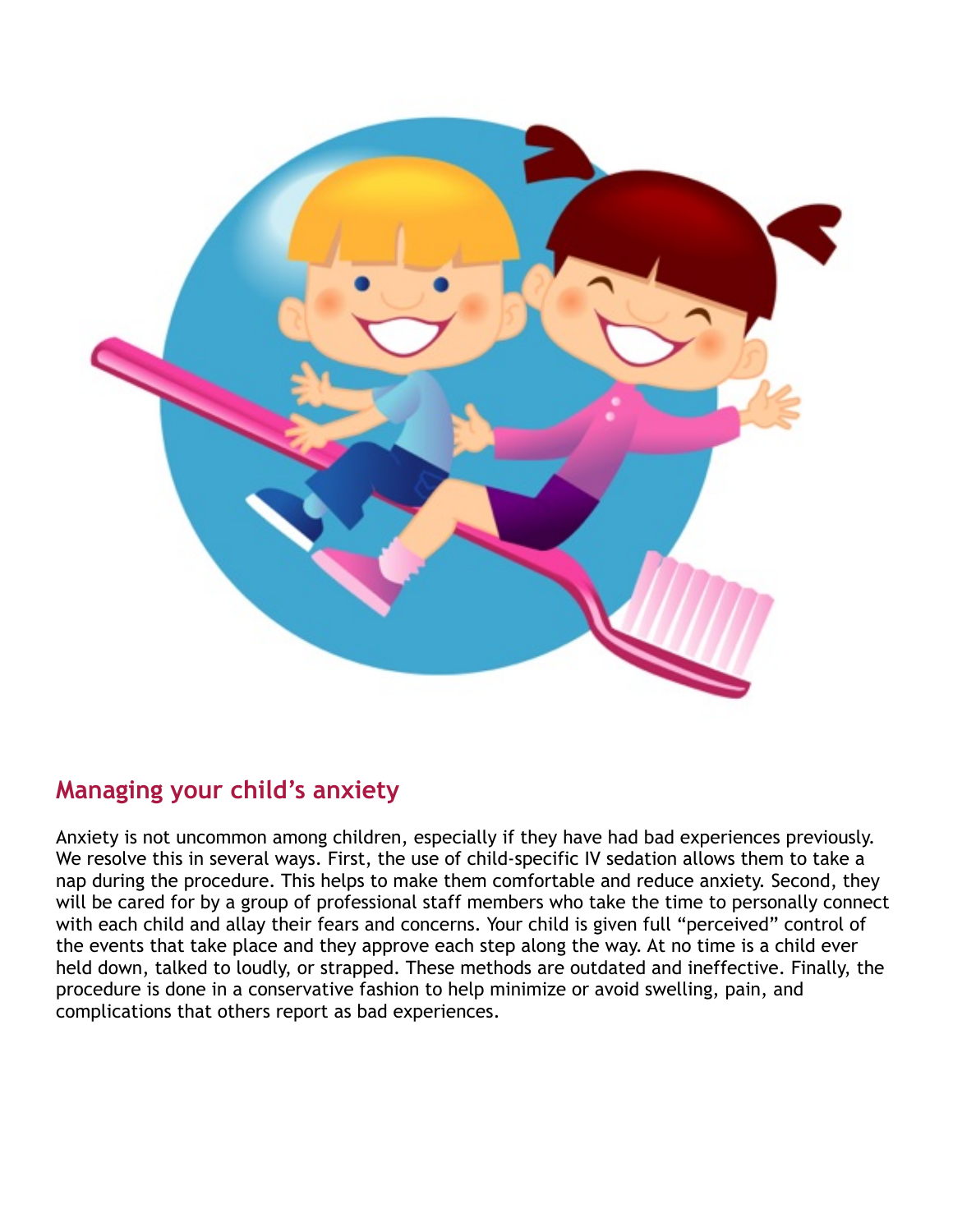## Managing your child's anxiety

Anxiety is not uncommon among children, especially if they have had bad experiences previously. We resolve this in several ways. First, the use of child-specific IV sedation allows them to take a nap during the procedure. This helps to make them comfortable and reduce anxiety. Second, they will be cared for by a group of professional staff members who take the time to personally connect with each child and allay their fears and concerns. Your child is given full "perceived" control of the events that take place and they approve each step along the way. At no time is a child ever held down, talked to loudly, or strapped. These methods are outdated and ineffective. Finally, the procedure is done in a conservative fashion to help minimize or avoid swelling, pain, and complications that others report as bad experiences.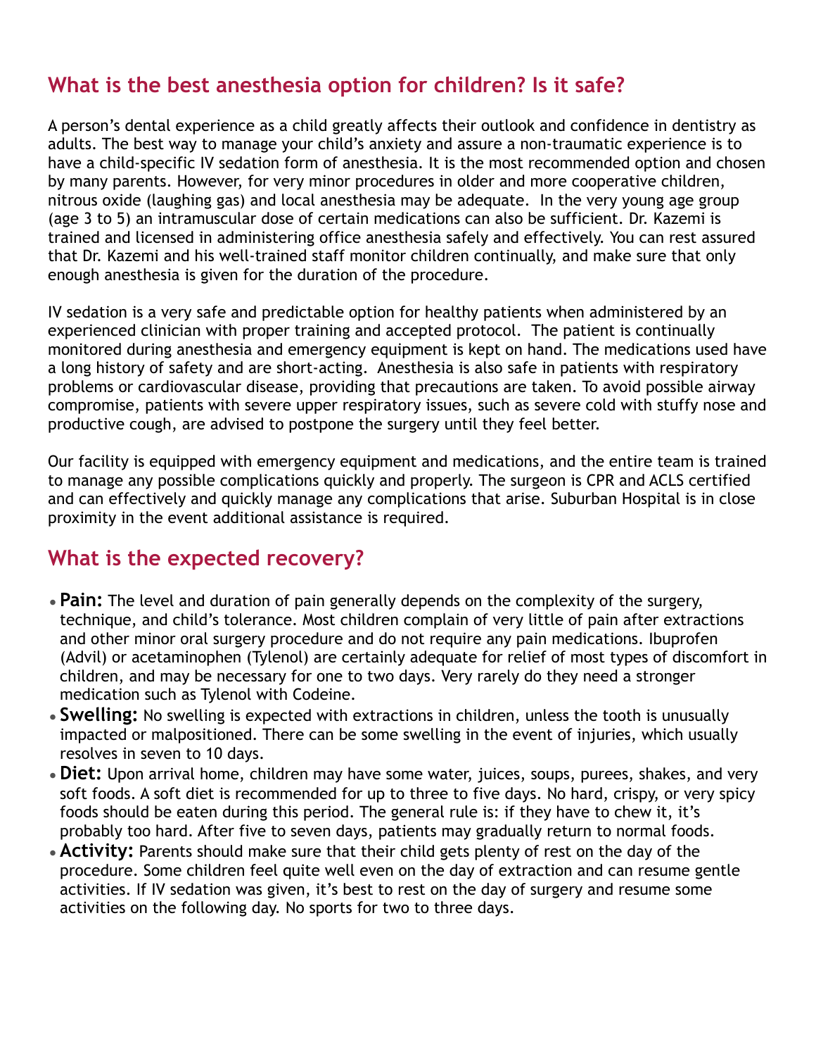## What is the best anesthesia option for children? Is it safe?

A person's dental experience as a child greatly affects their outlook and confidence in dentistry as adults. The best way to manage your child's anxiety and assure a non-traumatic experience is to have a child-specific IV sedation form of anesthesia. It is the most recommended option and chosen by many parents. However, for very minor procedures in older and more cooperative children, nitrous oxide (laughing gas) and local anesthesia may be adequate. In the very young age group (age 3 to 5) an intramuscular dose of certain medications can also be sufficient. Dr. Kazemi is trained and licensed in administering office anesthesia safely and effectively. You can rest assured that Dr. Kazemi and his well-trained staff monitor children continually, and make sure that only enough anesthesia is given for the duration of the procedure.

IV sedation is a very safe and predictable option for healthy patients when administered by an experienced clinician with proper training and accepted protocol. The patient is continually monitored during anesthesia and emergency equipment is kept on hand. The medications used have a long history of safety and are short-acting. Anesthesia is also safe in patients with respiratory problems or cardiovascular disease, providing that precautions are taken. To avoid possible airway compromise, patients with severe upper respiratory issues, such as severe cold with stuffy nose and productive cough, are advised to postpone the surgery until they feel better.

Our facility is equipped with emergency equipment and medications, and the entire team is trained to manage any possible complications quickly and properly. The surgeon is CPR and ACLS certified and can effectively and quickly manage any complications that arise. Suburban Hospital is in close proximity in the event additional assistance is required.

## What is the expected recovery?

- **Pain:** The level and duration of pain generally depends on the complexity of the surgery, technique, and child's tolerance. Most children complain of very little of pain after extractions and other minor oral surgery procedure and do not require any pain medications. Ibuprofen (Advil) or acetaminophen (Tylenol) are certainly adequate for relief of most types of discomfort in children, and may be necessary for one to two days. Very rarely do they need a stronger medication such as Tylenol with Codeine.
- **Swelling:** No swelling is expected with extractions in children, unless the tooth is unusually impacted or malpositioned. There can be some swelling in the event of injuries, which usually resolves in seven to 10 days.
- **Diet:** Upon arrival home, children may have some water, juices, soups, purees, shakes, and very soft foods. A soft diet is recommended for up to three to five days. No hard, crispy, or very spicy foods should be eaten during this period. The general rule is: if they have to chew it, it's probably too hard. After five to seven days, patients may gradually return to normal foods.
- **Activity:** Parents should make sure that their child gets plenty of rest on the day of the procedure. Some children feel quite well even on the day of extraction and can resume gentle activities. If IV sedation was given, it's best to rest on the day of surgery and resume some activities on the following day. No sports for two to three days.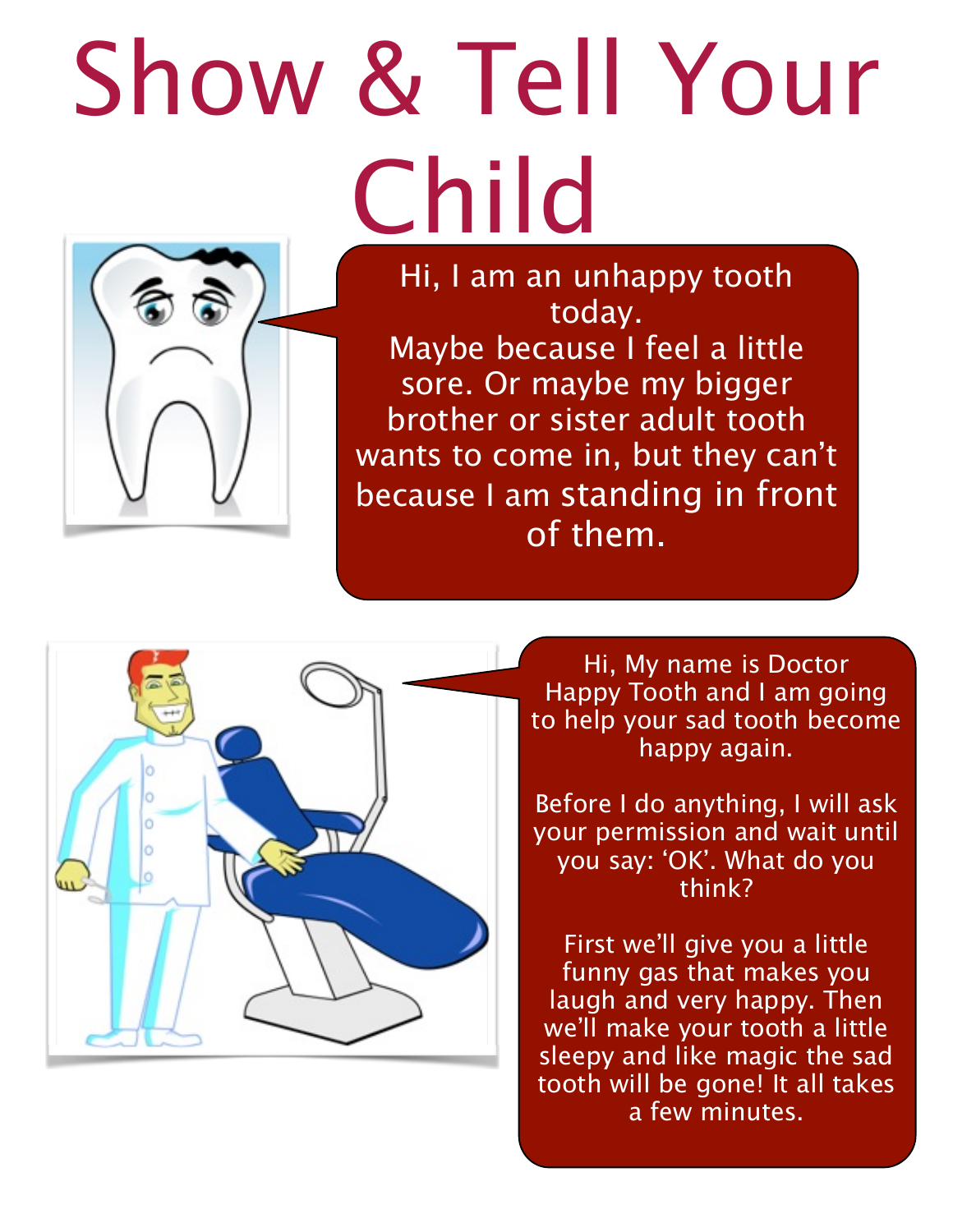# Show & Tell Your Child

Hi, I am an unhappy tooth today.
Maybe because I feel a little sore. Or maybe my bigger brother or sister adult tooth wants to come in, but they can't because I am standing in front of them.

Hi, My name is Doctor Happy Tooth and I am going to help your sad tooth become happy again.

Before I do anything, I will ask your permission and wait until you say: 'OK'. What do you think?

First we'll give you a little funny gas that makes you laugh and very happy. Then we'll make your tooth a little sleepy and like magic the sad tooth will be gone! It all takes a few minutes.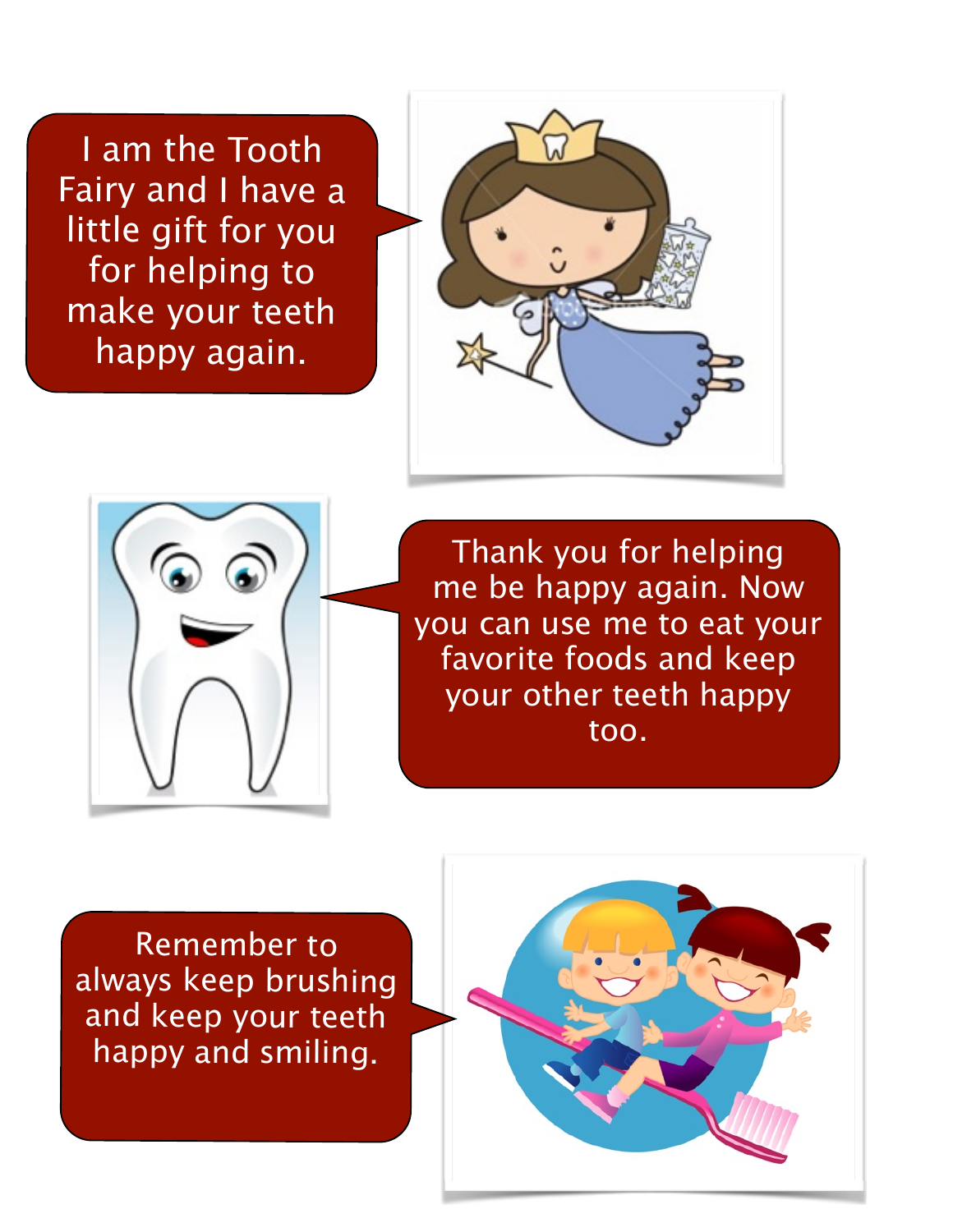I am the Tooth Fairy and I have a little gift for you for helping to make your teeth happy again.

Thank you for helping me be happy again. Now you can use me to eat your favorite foods and keep your other teeth happy too.

Remember to always keep brushing and keep your teeth happy and smiling.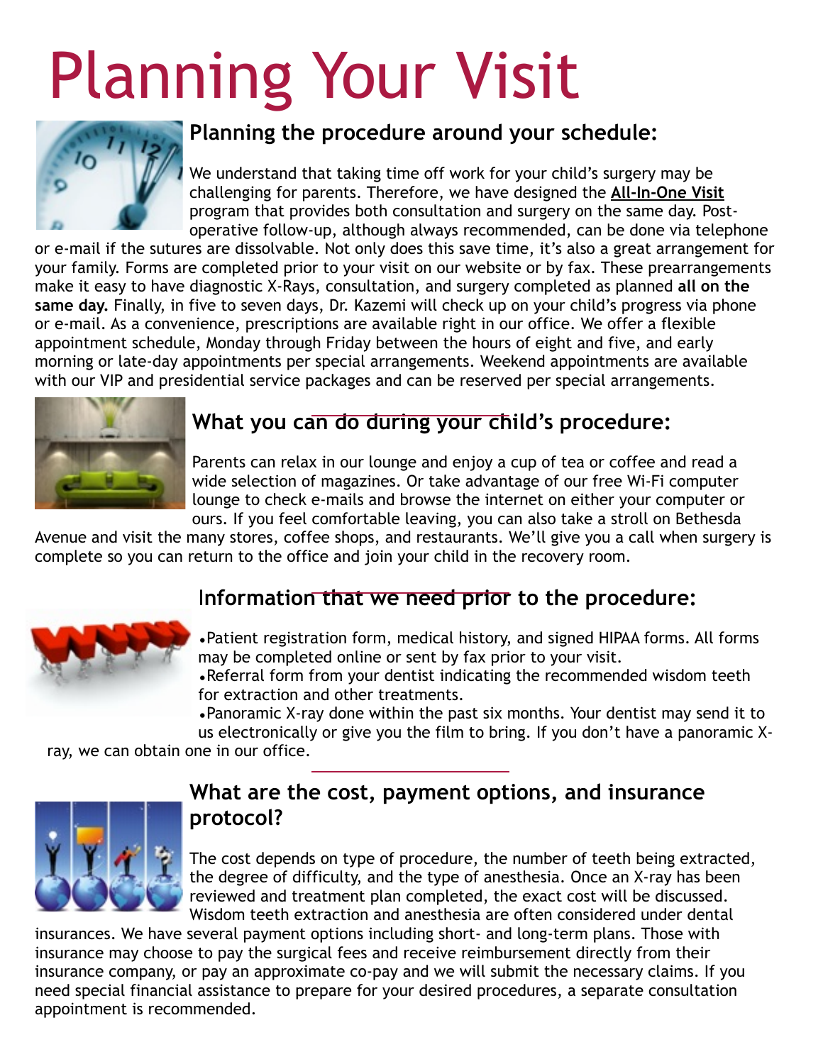# Planning Your Visit

## Planning the procedure around your schedule:

We understand that taking time off work for your child's surgery may be challenging for parents. Therefore, we have designed the **All-In-One Visit** program that provides both consultation and surgery on the same day. Post-operative follow-up, although always recommended, can be done via telephone or e-mail if the sutures are dissolvable. Not only does this save time, it's also a great arrangement for your family. Forms are completed prior to your visit on our website or by fax. These prearrangements make it easy to have diagnostic X-Rays, consultation, and surgery completed as planned **all on the same day.** Finally, in five to seven days, Dr. Kazemi will check up on your child's progress via phone or e-mail. As a convenience, prescriptions are available right in our office. We offer a flexible appointment schedule, Monday through Friday between the hours of eight and five, and early morning or late-day appointments per special arrangements. Weekend appointments are available with our VIP and presidential service packages and can be reserved per special arrangements.

## What you can do during your child's procedure:

Parents can relax in our lounge and enjoy a cup of tea or coffee and read a wide selection of magazines. Or take advantage of our free Wi-Fi computer lounge to check e-mails and browse the internet on either your computer or ours. If you feel comfortable leaving, you can also take a stroll on Bethesda Avenue and visit the many stores, coffee shops, and restaurants. We'll give you a call when surgery is complete so you can return to the office and join your child in the recovery room.

## Information that we need prior to the procedure:

- Patient registration form, medical history, and signed HIPAA forms. All forms may be completed online or sent by fax prior to your visit.
- Referral form from your dentist indicating the recommended wisdom teeth for extraction and other treatments.
- Panoramic X-ray done within the past six months. Your dentist may send it to us electronically or give you the film to bring. If you don't have a panoramic X-ray, we can obtain one in our office.

## What are the cost, payment options, and insurance protocol?

The cost depends on type of procedure, the number of teeth being extracted, the degree of difficulty, and the type of anesthesia. Once an X-ray has been reviewed and treatment plan completed, the exact cost will be discussed. Wisdom teeth extraction and anesthesia are often considered under dental insurances. We have several payment options including short- and long-term plans. Those with insurance may choose to pay the surgical fees and receive reimbursement directly from their insurance company, or pay an approximate co-pay and we will submit the necessary claims. If you need special financial assistance to prepare for your desired procedures, a separate consultation appointment is recommended.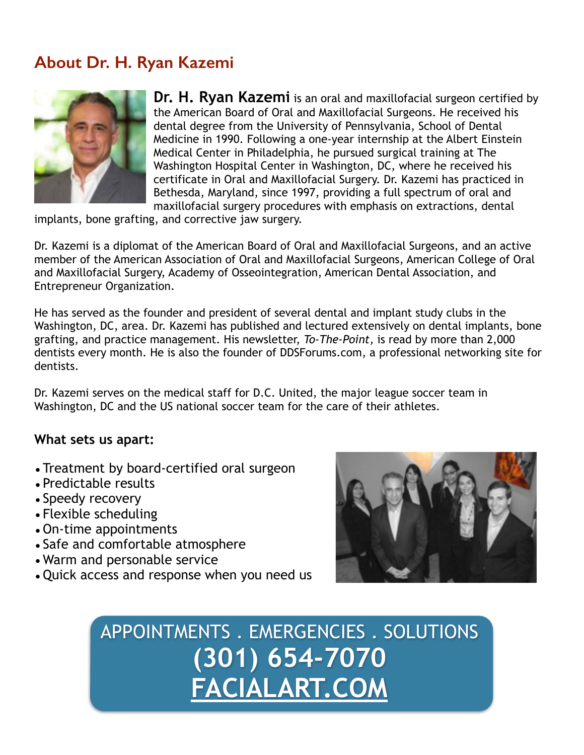## About Dr. H. Ryan Kazemi

**Dr. H. Ryan Kazemi** is an oral and maxillofacial surgeon certified by the American Board of Oral and Maxillofacial Surgeons. He received his dental degree from the University of Pennsylvania, School of Dental Medicine in 1990. Following a one-year internship at the Albert Einstein Medical Center in Philadelphia, he pursued surgical training at The Washington Hospital Center in Washington, DC, where he received his certificate in Oral and Maxillofacial Surgery. Dr. Kazemi has practiced in Bethesda, Maryland, since 1997, providing a full spectrum of oral and maxillofacial surgery procedures with emphasis on extractions, dental implants, bone grafting, and corrective jaw surgery.

Dr. Kazemi is a diplomat of the American Board of Oral and Maxillofacial Surgeons, and an active member of the American Association of Oral and Maxillofacial Surgeons, American College of Oral and Maxillofacial Surgery, Academy of Osseointegration, American Dental Association, and Entrepreneur Organization.

He has served as the founder and president of several dental and implant study clubs in the Washington, DC, area. Dr. Kazemi has published and lectured extensively on dental implants, bone grafting, and practice management. His newsletter, *To-The-Point,* is read by more than 2,000 dentists every month. He is also the founder of DDSForums.com, a professional networking site for dentists.

Dr. Kazemi serves on the medical staff for D.C. United, the major league soccer team in Washington, DC and the US national soccer team for the care of their athletes.

**What sets us apart:**

- Treatment by board-certified oral surgeon
- Predictable results
- Speedy recovery
- Flexible scheduling
- On-time appointments
- Safe and comfortable atmosphere
- Warm and personable service
- Quick access and response when you need us

APPOINTMENTS . EMERGENCIES . SOLUTIONS

**(301) 654-7070**

**FACIALART.COM**